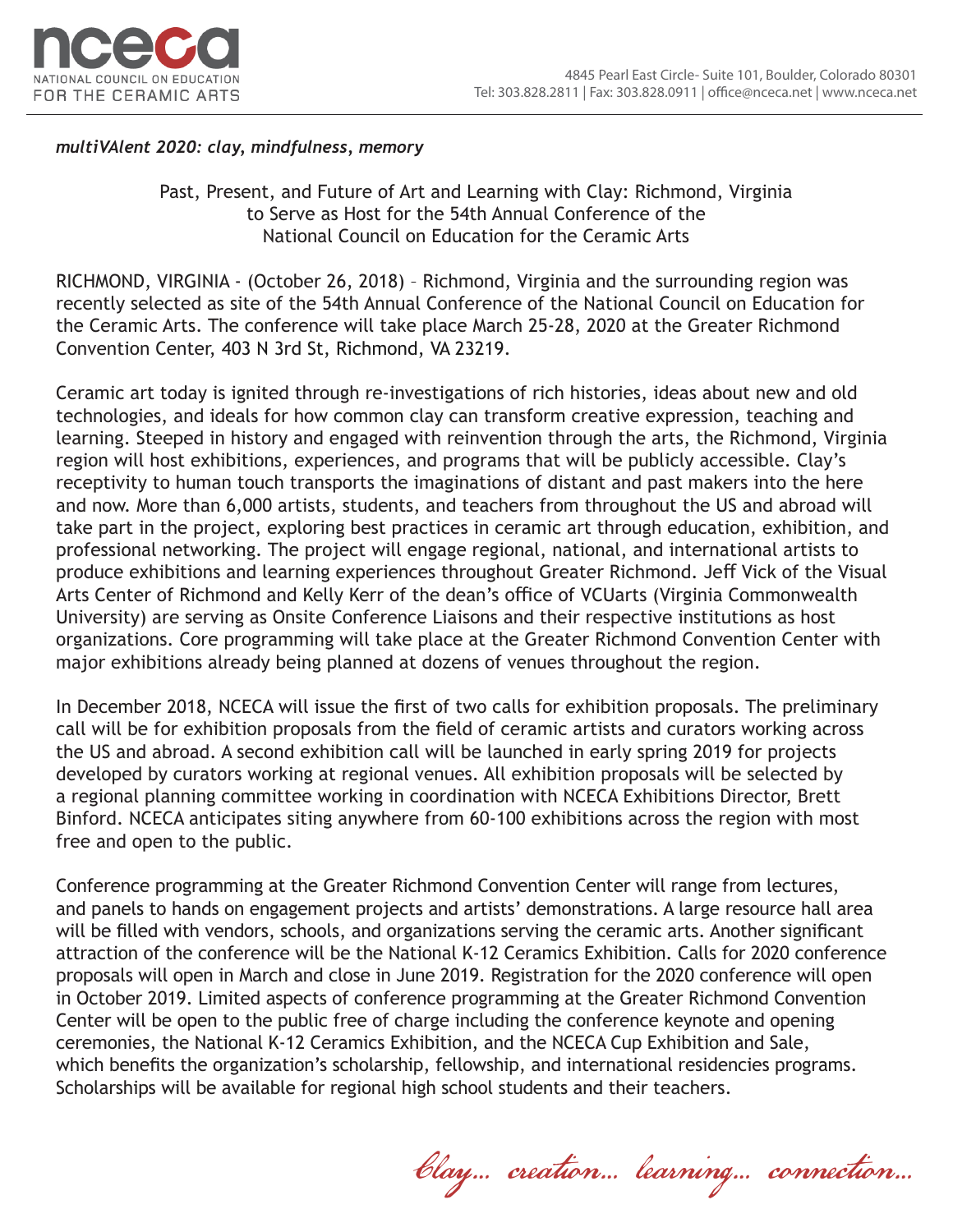*multiVAlent 2020: clay, mindfulness, memory*

Past, Present, and Future of Art and Learning with Clay: Richmond, Virginia to Serve as Host for the 54th Annual Conference of the National Council on Education for the Ceramic Arts

RICHMOND, VIRGINIA - (October 26, 2018) – Richmond, Virginia and the surrounding region was recently selected as site of the 54th Annual Conference of the National Council on Education for the Ceramic Arts. The conference will take place March 25-28, 2020 at the Greater Richmond Convention Center, 403 N 3rd St, Richmond, VA 23219.

Ceramic art today is ignited through re-investigations of rich histories, ideas about new and old technologies, and ideals for how common clay can transform creative expression, teaching and learning. Steeped in history and engaged with reinvention through the arts, the Richmond, Virginia region will host exhibitions, experiences, and programs that will be publicly accessible. Clay's receptivity to human touch transports the imaginations of distant and past makers into the here and now. More than 6,000 artists, students, and teachers from throughout the US and abroad will take part in the project, exploring best practices in ceramic art through education, exhibition, and professional networking. The project will engage regional, national, and international artists to produce exhibitions and learning experiences throughout Greater Richmond. Jeff Vick of the Visual Arts Center of Richmond and Kelly Kerr of the dean's office of VCUarts (Virginia Commonwealth University) are serving as Onsite Conference Liaisons and their respective institutions as host organizations. Core programming will take place at the Greater Richmond Convention Center with major exhibitions already being planned at dozens of venues throughout the region.

In December 2018, NCECA will issue the first of two calls for exhibition proposals. The preliminary call will be for exhibition proposals from the field of ceramic artists and curators working across the US and abroad. A second exhibition call will be launched in early spring 2019 for projects developed by curators working at regional venues. All exhibition proposals will be selected by a regional planning committee working in coordination with NCECA Exhibitions Director, Brett Binford. NCECA anticipates siting anywhere from 60-100 exhibitions across the region with most free and open to the public.

Conference programming at the Greater Richmond Convention Center will range from lectures, and panels to hands on engagement projects and artists' demonstrations. A large resource hall area will be filled with vendors, schools, and organizations serving the ceramic arts. Another significant attraction of the conference will be the National K-12 Ceramics Exhibition. Calls for 2020 conference proposals will open in March and close in June 2019. Registration for the 2020 conference will open in October 2019. Limited aspects of conference programming at the Greater Richmond Convention Center will be open to the public free of charge including the conference keynote and opening ceremonies, the National K-12 Ceramics Exhibition, and the NCECA Cup Exhibition and Sale, which benefits the organization's scholarship, fellowship, and international residencies programs. Scholarships will be available for regional high school students and their teachers.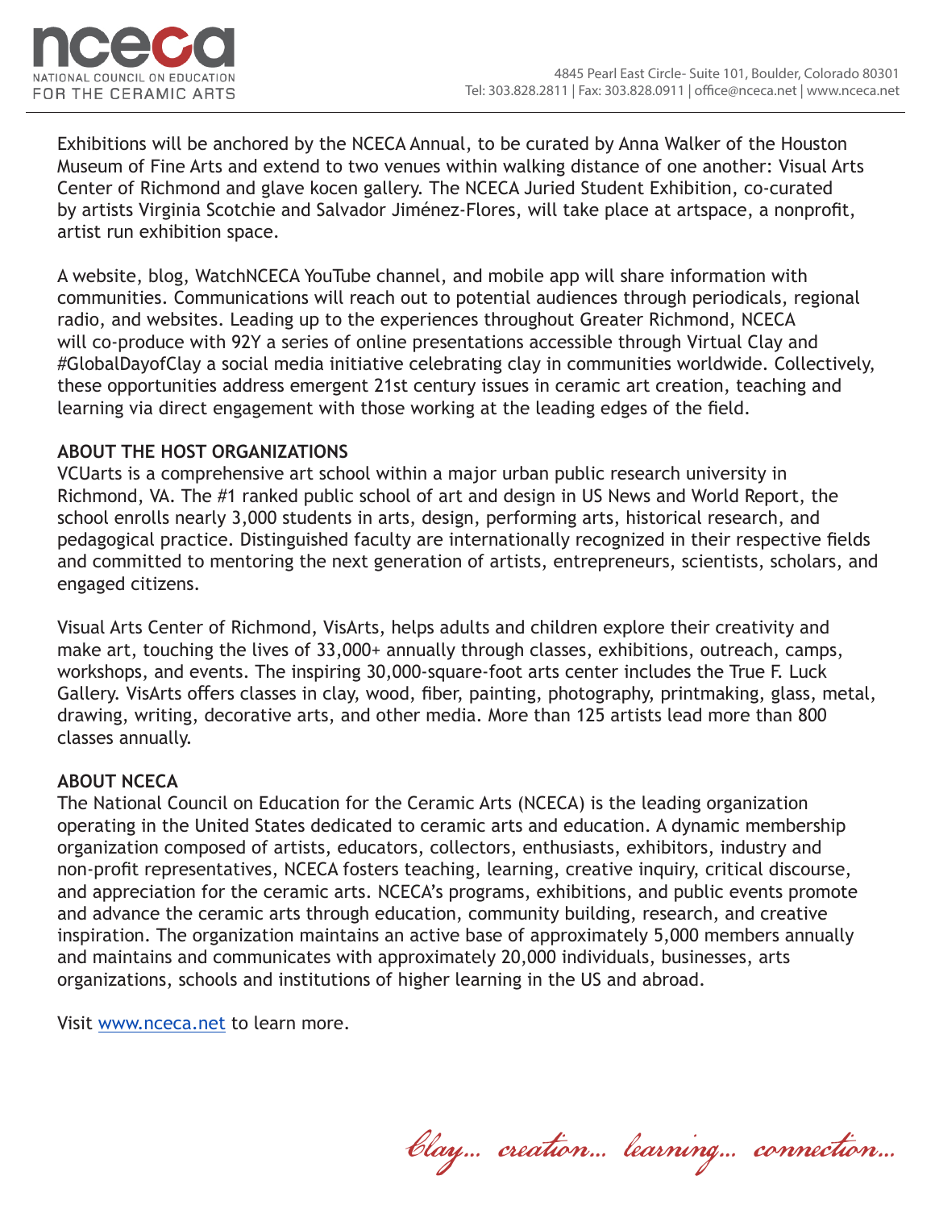Exhibitions will be anchored by the NCECA Annual, to be curated by Anna Walker of the Houston Museum of Fine Arts and extend to two venues within walking distance of one another: Visual Arts Center of Richmond and glave kocen gallery. The NCECA Juried Student Exhibition, co-curated by artists Virginia Scotchie and Salvador Jiménez-Flores, will take place at artspace, a nonprofit, artist run exhibition space.

A website, blog, WatchNCECA YouTube channel, and mobile app will share information with communities. Communications will reach out to potential audiences through periodicals, regional radio, and websites. Leading up to the experiences throughout Greater Richmond, NCECA will co-produce with 92Y a series of online presentations accessible through Virtual Clay and #GlobalDayofClay a social media initiative celebrating clay in communities worldwide. Collectively, these opportunities address emergent 21st century issues in ceramic art creation, teaching and learning via direct engagement with those working at the leading edges of the field.

**ABOUT THE HOST ORGANIZATIONS**

VCUarts is a comprehensive art school within a major urban public research university in Richmond, VA. The #1 ranked public school of art and design in US News and World Report, the school enrolls nearly 3,000 students in arts, design, performing arts, historical research, and pedagogical practice. Distinguished faculty are internationally recognized in their respective fields and committed to mentoring the next generation of artists, entrepreneurs, scientists, scholars, and engaged citizens.

Visual Arts Center of Richmond, VisArts, helps adults and children explore their creativity and make art, touching the lives of 33,000+ annually through classes, exhibitions, outreach, camps, workshops, and events. The inspiring 30,000-square-foot arts center includes the True F. Luck Gallery. VisArts offers classes in clay, wood, fiber, painting, photography, printmaking, glass, metal, drawing, writing, decorative arts, and other media. More than 125 artists lead more than 800 classes annually.

**ABOUT NCECA**

The National Council on Education for the Ceramic Arts (NCECA) is the leading organization operating in the United States dedicated to ceramic arts and education. A dynamic membership organization composed of artists, educators, collectors, enthusiasts, exhibitors, industry and non-profit representatives, NCECA fosters teaching, learning, creative inquiry, critical discourse, and appreciation for the ceramic arts. NCECA's programs, exhibitions, and public events promote and advance the ceramic arts through education, community building, research, and creative inspiration. The organization maintains an active base of approximately 5,000 members annually and maintains and communicates with approximately 20,000 individuals, businesses, arts organizations, schools and institutions of higher learning in the US and abroad.

Visit www.nceca.net to learn more.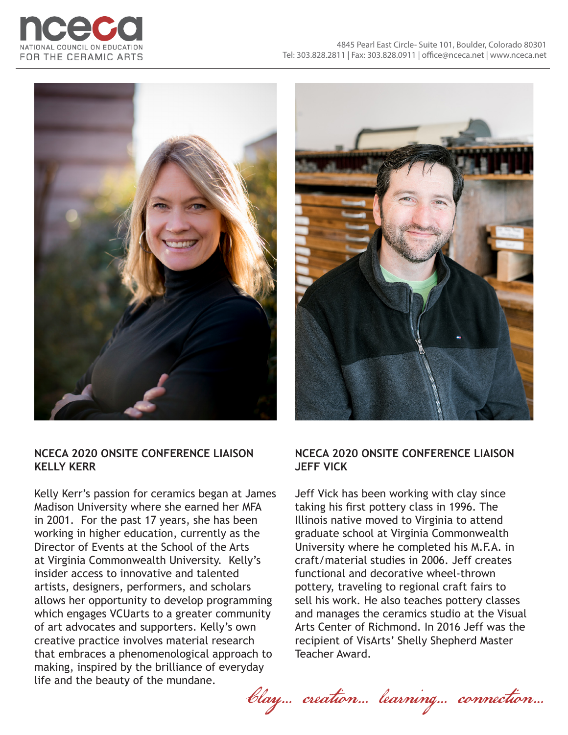## NCECA 2020 ONSITE CONFERENCE LIAISON
## KELLY KERR

Kelly Kerr's passion for ceramics began at James Madison University where she earned her MFA in 2001. For the past 17 years, she has been working in higher education, currently as the Director of Events at the School of the Arts at Virginia Commonwealth University. Kelly's insider access to innovative and talented artists, designers, performers, and scholars allows her opportunity to develop programming which engages VCUarts to a greater community of art advocates and supporters. Kelly's own creative practice involves material research that embraces a phenomenological approach to making, inspired by the brilliance of everyday life and the beauty of the mundane.

## NCECA 2020 ONSITE CONFERENCE LIAISON
## JEFF VICK

Jeff Vick has been working with clay since taking his first pottery class in 1996. The Illinois native moved to Virginia to attend graduate school at Virginia Commonwealth University where he completed his M.F.A. in craft/material studies in 2006. Jeff creates functional and decorative wheel-thrown pottery, traveling to regional craft fairs to sell his work. He also teaches pottery classes and manages the ceramics studio at the Visual Arts Center of Richmond. In 2016 Jeff was the recipient of VisArts' Shelly Shepherd Master Teacher Award.